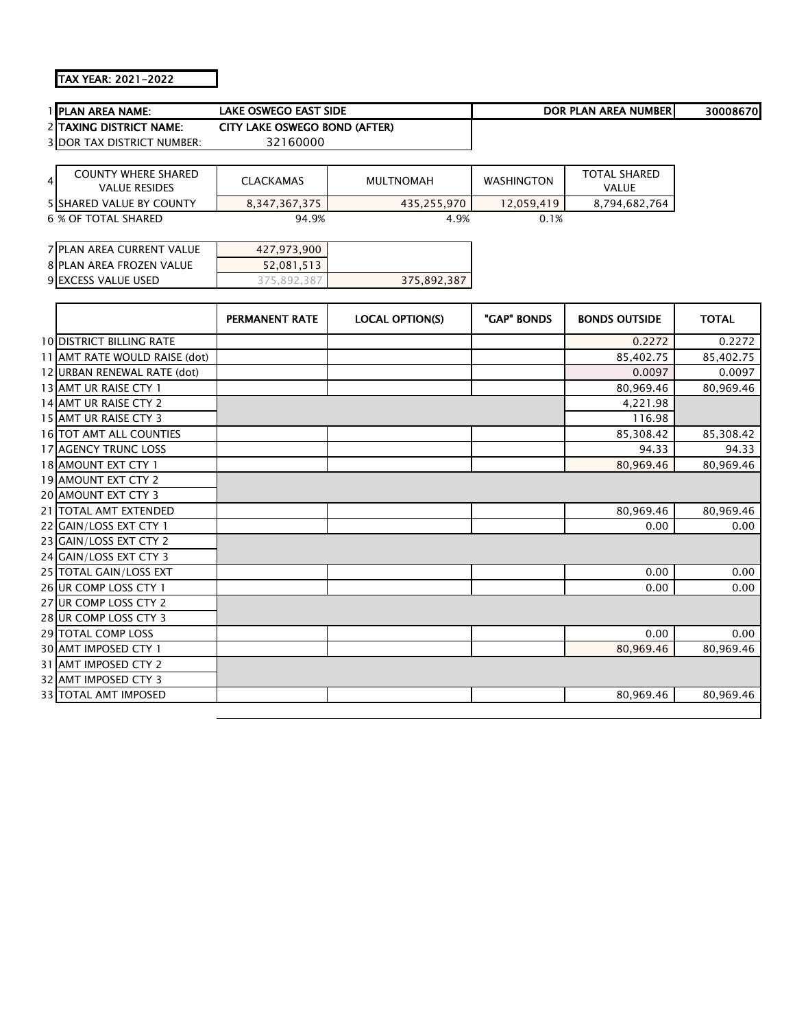**TAX YEAR: 2021-2022**

| | | | |
|---|---|---|---|
| 1 | **PLAN AREA NAME:** | **LAKE OSWEGO EAST SIDE** | **DOR PLAN AREA NUMBER** **30008670** |
| 2 | **TAXING DISTRICT NAME:** | **CITY LAKE OSWEGO BOND (AFTER)** | |
| 3 | DOR TAX DISTRICT NUMBER: | 32160000 | |

| | COUNTY WHERE SHARED VALUE RESIDES | CLACKAMAS | MULTNOMAH | WASHINGTON | TOTAL SHARED VALUE |
|---|---|---|---|---|---|
| 5 | SHARED VALUE BY COUNTY | 8,347,367,375 | 435,255,970 | 12,059,419 | 8,794,682,764 |
| 6 | % OF TOTAL SHARED | 94.9% | 4.9% | 0.1% | |

| | | | |
|---|---|---|---|
| 7 | PLAN AREA CURRENT VALUE | 427,973,900 | |
| 8 | PLAN AREA FROZEN VALUE | 52,081,513 | |
| 9 | EXCESS VALUE USED | 375,892,387 | 375,892,387 |

| | | PERMANENT RATE | LOCAL OPTION(S) | "GAP" BONDS | BONDS OUTSIDE | TOTAL |
|---|---|---|---|---|---|---|
| 10 | DISTRICT BILLING RATE | | | | 0.2272 | 0.2272 |
| 11 | AMT RATE WOULD RAISE (dot) | | | | 85,402.75 | 85,402.75 |
| 12 | URBAN RENEWAL RATE (dot) | | | | 0.0097 | 0.0097 |
| 13 | AMT UR RAISE CTY 1 | | | | 80,969.46 | 80,969.46 |
| 14 | AMT UR RAISE CTY 2 | | | | 4,221.98 | |
| 15 | AMT UR RAISE CTY 3 | | | | 116.98 | |
| 16 | TOT AMT ALL COUNTIES | | | | 85,308.42 | 85,308.42 |
| 17 | AGENCY TRUNC LOSS | | | | 94.33 | 94.33 |
| 18 | AMOUNT EXT CTY 1 | | | | 80,969.46 | 80,969.46 |
| 19 | AMOUNT EXT CTY 2 | | | | | |
| 20 | AMOUNT EXT CTY 3 | | | | | |
| 21 | TOTAL AMT EXTENDED | | | | 80,969.46 | 80,969.46 |
| 22 | GAIN/LOSS EXT CTY 1 | | | | 0.00 | 0.00 |
| 23 | GAIN/LOSS EXT CTY 2 | | | | | |
| 24 | GAIN/LOSS EXT CTY 3 | | | | | |
| 25 | TOTAL GAIN/LOSS EXT | | | | 0.00 | 0.00 |
| 26 | UR COMP LOSS CTY 1 | | | | 0.00 | 0.00 |
| 27 | UR COMP LOSS CTY 2 | | | | | |
| 28 | UR COMP LOSS CTY 3 | | | | | |
| 29 | TOTAL COMP LOSS | | | | 0.00 | 0.00 |
| 30 | AMT IMPOSED CTY 1 | | | | 80,969.46 | 80,969.46 |
| 31 | AMT IMPOSED CTY 2 | | | | | |
| 32 | AMT IMPOSED CTY 3 | | | | | |
| 33 | TOTAL AMT IMPOSED | | | | 80,969.46 | 80,969.46 |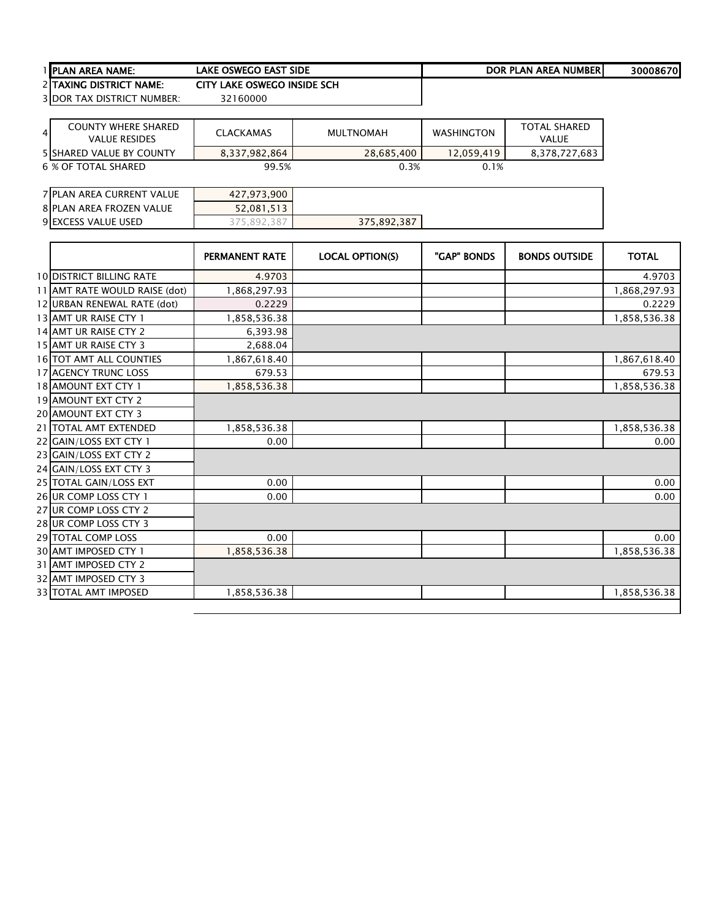| 1 | PLAN AREA NAME: | LAKE OSWEGO EAST SIDE | | DOR PLAN AREA NUMBER | 30008670 |
|---|---|---|---|---|---|
| 2 | TAXING DISTRICT NAME: | CITY LAKE OSWEGO INSIDE SCH | | | |
| 3 | DOR TAX DISTRICT NUMBER: | 32160000 | | | |

| 4 | COUNTY WHERE SHARED VALUE RESIDES | CLACKAMAS | MULTNOMAH | WASHINGTON | TOTAL SHARED VALUE |
|---|---|---|---|---|---|
| 5 | SHARED VALUE BY COUNTY | 8,337,982,864 | 28,685,400 | 12,059,419 | 8,378,727,683 |
| 6 | % OF TOTAL SHARED | 99.5% | 0.3% | 0.1% | |

| 7 | PLAN AREA CURRENT VALUE | 427,973,900 | |
|---|---|---|---|
| 8 | PLAN AREA FROZEN VALUE | 52,081,513 | |
| 9 | EXCESS VALUE USED | 375,892,387 | 375,892,387 |

| | | PERMANENT RATE | LOCAL OPTION(S) | "GAP" BONDS | BONDS OUTSIDE | TOTAL |
|---|---|---|---|---|---|---|
| 10 | DISTRICT BILLING RATE | 4.9703 | | | | 4.9703 |
| 11 | AMT RATE WOULD RAISE (dot) | 1,868,297.93 | | | | 1,868,297.93 |
| 12 | URBAN RENEWAL RATE (dot) | 0.2229 | | | | 0.2229 |
| 13 | AMT UR RAISE CTY 1 | 1,858,536.38 | | | | 1,858,536.38 |
| 14 | AMT UR RAISE CTY 2 | 6,393.98 | | | | |
| 15 | AMT UR RAISE CTY 3 | 2,688.04 | | | | |
| 16 | TOT AMT ALL COUNTIES | 1,867,618.40 | | | | 1,867,618.40 |
| 17 | AGENCY TRUNC LOSS | 679.53 | | | | 679.53 |
| 18 | AMOUNT EXT CTY 1 | 1,858,536.38 | | | | 1,858,536.38 |
| 19 | AMOUNT EXT CTY 2 | | | | | |
| 20 | AMOUNT EXT CTY 3 | | | | | |
| 21 | TOTAL AMT EXTENDED | 1,858,536.38 | | | | 1,858,536.38 |
| 22 | GAIN/LOSS EXT CTY 1 | 0.00 | | | | 0.00 |
| 23 | GAIN/LOSS EXT CTY 2 | | | | | |
| 24 | GAIN/LOSS EXT CTY 3 | | | | | |
| 25 | TOTAL GAIN/LOSS EXT | 0.00 | | | | 0.00 |
| 26 | UR COMP LOSS CTY 1 | 0.00 | | | | 0.00 |
| 27 | UR COMP LOSS CTY 2 | | | | | |
| 28 | UR COMP LOSS CTY 3 | | | | | |
| 29 | TOTAL COMP LOSS | 0.00 | | | | 0.00 |
| 30 | AMT IMPOSED CTY 1 | 1,858,536.38 | | | | 1,858,536.38 |
| 31 | AMT IMPOSED CTY 2 | | | | | |
| 32 | AMT IMPOSED CTY 3 | | | | | |
| 33 | TOTAL AMT IMPOSED | 1,858,536.38 | | | | 1,858,536.38 |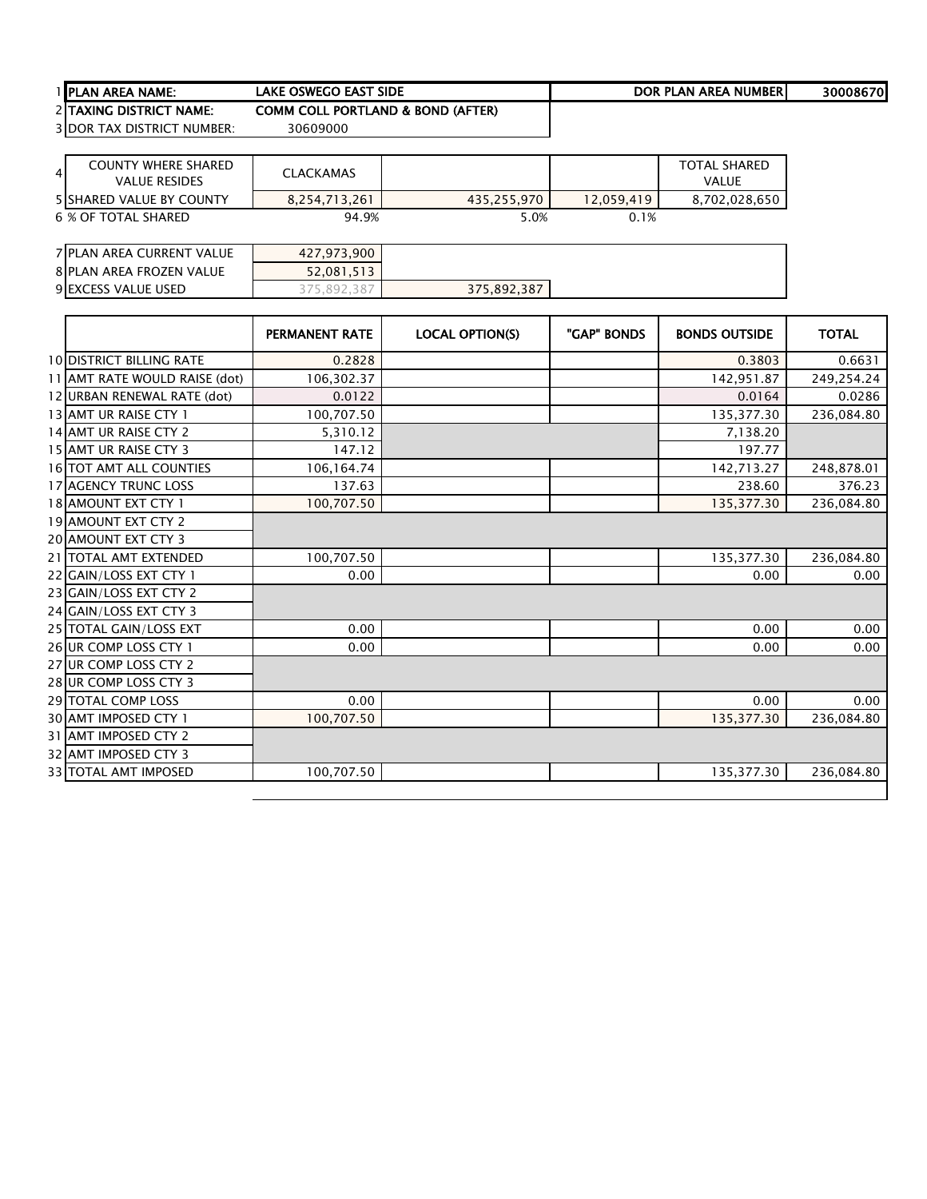| | | | | | |
|---|---|---|---|---|---|
| 1 | **PLAN AREA NAME:** | **LAKE OSWEGO EAST SIDE** | | **DOR PLAN AREA NUMBER** | **30008670** |
| 2 | **TAXING DISTRICT NAME:** | **COMM COLL PORTLAND & BOND (AFTER)** | | | |
| 3 | DOR TAX DISTRICT NUMBER: | 30609000 | | | |

| | | | | | |
|---|---|---|---|---|---|
| 4 | COUNTY WHERE SHARED VALUE RESIDES | CLACKAMAS | | | TOTAL SHARED VALUE |
| 5 | SHARED VALUE BY COUNTY | 8,254,713,261 | 435,255,970 | 12,059,419 | 8,702,028,650 |
| 6 | % OF TOTAL SHARED | 94.9% | 5.0% | 0.1% | |

| | | | |
|---|---|---|---|
| 7 | PLAN AREA CURRENT VALUE | 427,973,900 | |
| 8 | PLAN AREA FROZEN VALUE | 52,081,513 | |
| 9 | EXCESS VALUE USED | 375,892,387 | 375,892,387 |

| | | PERMANENT RATE | LOCAL OPTION(S) | "GAP" BONDS | BONDS OUTSIDE | TOTAL |
|---|---|---|---|---|---|---|
| 10 | DISTRICT BILLING RATE | 0.2828 | | | 0.3803 | 0.6631 |
| 11 | AMT RATE WOULD RAISE (dot) | 106,302.37 | | | 142,951.87 | 249,254.24 |
| 12 | URBAN RENEWAL RATE (dot) | 0.0122 | | | 0.0164 | 0.0286 |
| 13 | AMT UR RAISE CTY 1 | 100,707.50 | | | 135,377.30 | 236,084.80 |
| 14 | AMT UR RAISE CTY 2 | 5,310.12 | | | 7,138.20 | |
| 15 | AMT UR RAISE CTY 3 | 147.12 | | | 197.77 | |
| 16 | TOT AMT ALL COUNTIES | 106,164.74 | | | 142,713.27 | 248,878.01 |
| 17 | AGENCY TRUNC LOSS | 137.63 | | | 238.60 | 376.23 |
| 18 | AMOUNT EXT CTY 1 | 100,707.50 | | | 135,377.30 | 236,084.80 |
| 19 | AMOUNT EXT CTY 2 | | | | | |
| 20 | AMOUNT EXT CTY 3 | | | | | |
| 21 | TOTAL AMT EXTENDED | 100,707.50 | | | 135,377.30 | 236,084.80 |
| 22 | GAIN/LOSS EXT CTY 1 | 0.00 | | | 0.00 | 0.00 |
| 23 | GAIN/LOSS EXT CTY 2 | | | | | |
| 24 | GAIN/LOSS EXT CTY 3 | | | | | |
| 25 | TOTAL GAIN/LOSS EXT | 0.00 | | | 0.00 | 0.00 |
| 26 | UR COMP LOSS CTY 1 | 0.00 | | | 0.00 | 0.00 |
| 27 | UR COMP LOSS CTY 2 | | | | | |
| 28 | UR COMP LOSS CTY 3 | | | | | |
| 29 | TOTAL COMP LOSS | 0.00 | | | 0.00 | 0.00 |
| 30 | AMT IMPOSED CTY 1 | 100,707.50 | | | 135,377.30 | 236,084.80 |
| 31 | AMT IMPOSED CTY 2 | | | | | |
| 32 | AMT IMPOSED CTY 3 | | | | | |
| 33 | TOTAL AMT IMPOSED | 100,707.50 | | | 135,377.30 | 236,084.80 |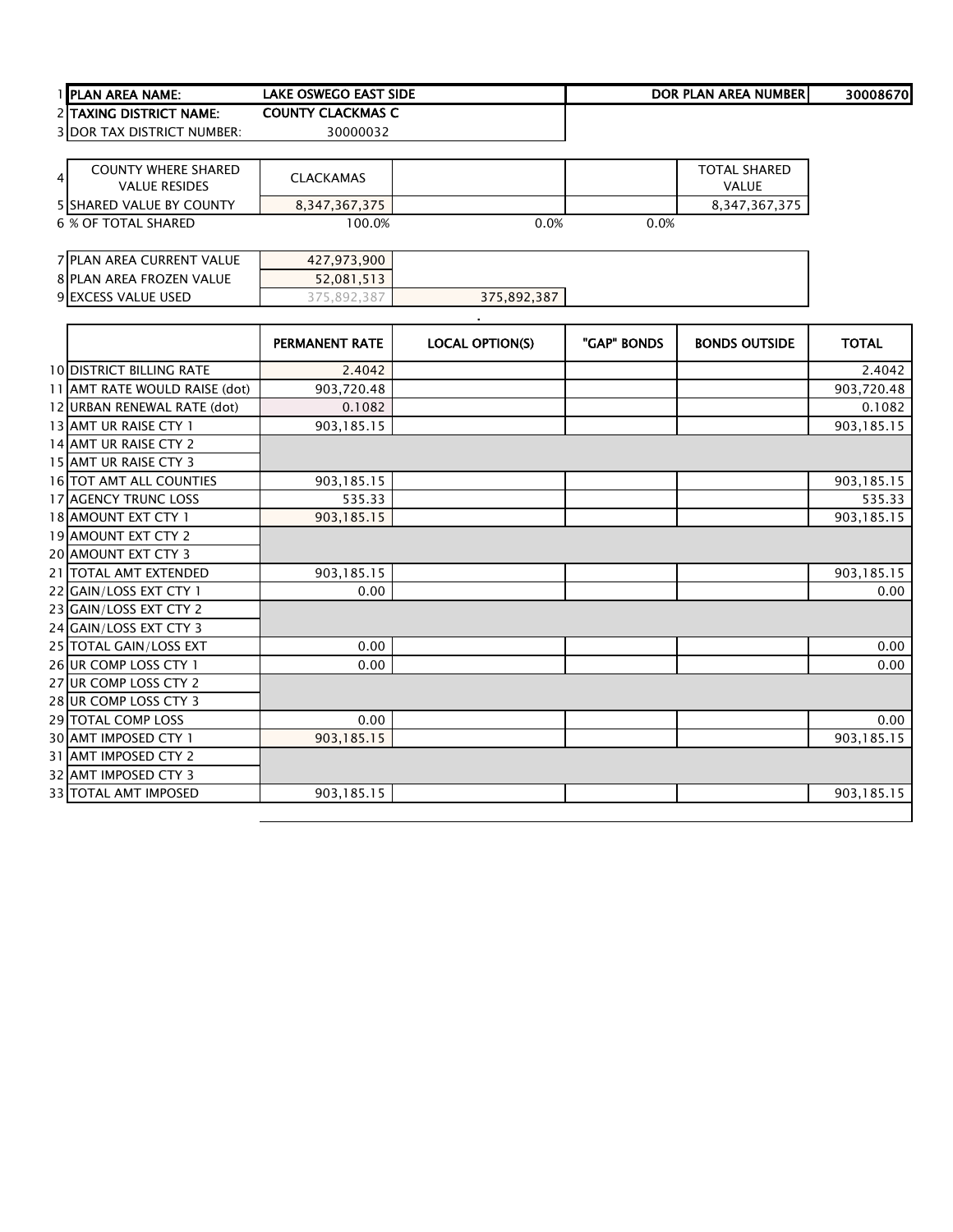| | | | | | |
|---|---|---|---|---|---|
| 1 | **PLAN AREA NAME:** | **LAKE OSWEGO EAST SIDE** | | **DOR PLAN AREA NUMBER** | **30008670** |
| 2 | **TAXING DISTRICT NAME:** | **COUNTY CLACKMAS C** | | | |
| 3 | DOR TAX DISTRICT NUMBER: | 30000032 | | | |

| | | | | | |
|---|---|---|---|---|---|
| 4 | COUNTY WHERE SHARED VALUE RESIDES | CLACKAMAS | | | TOTAL SHARED VALUE |
| 5 | SHARED VALUE BY COUNTY | 8,347,367,375 | | | 8,347,367,375 |
| 6 | % OF TOTAL SHARED | 100.0% | 0.0% | 0.0% | |

| | | | |
|---|---|---|---|
| 7 | PLAN AREA CURRENT VALUE | 427,973,900 | |
| 8 | PLAN AREA FROZEN VALUE | 52,081,513 | |
| 9 | EXCESS VALUE USED | 375,892,387 | 375,892,387 |

| | | PERMANENT RATE | LOCAL OPTION(S) | "GAP" BONDS | BONDS OUTSIDE | TOTAL |
|---|---|---|---|---|---|---|
| 10 | DISTRICT BILLING RATE | 2.4042 | | | | 2.4042 |
| 11 | AMT RATE WOULD RAISE (dot) | 903,720.48 | | | | 903,720.48 |
| 12 | URBAN RENEWAL RATE (dot) | 0.1082 | | | | 0.1082 |
| 13 | AMT UR RAISE CTY 1 | 903,185.15 | | | | 903,185.15 |
| 14 | AMT UR RAISE CTY 2 | | | | | |
| 15 | AMT UR RAISE CTY 3 | | | | | |
| 16 | TOT AMT ALL COUNTIES | 903,185.15 | | | | 903,185.15 |
| 17 | AGENCY TRUNC LOSS | 535.33 | | | | 535.33 |
| 18 | AMOUNT EXT CTY 1 | 903,185.15 | | | | 903,185.15 |
| 19 | AMOUNT EXT CTY 2 | | | | | |
| 20 | AMOUNT EXT CTY 3 | | | | | |
| 21 | TOTAL AMT EXTENDED | 903,185.15 | | | | 903,185.15 |
| 22 | GAIN/LOSS EXT CTY 1 | 0.00 | | | | 0.00 |
| 23 | GAIN/LOSS EXT CTY 2 | | | | | |
| 24 | GAIN/LOSS EXT CTY 3 | | | | | |
| 25 | TOTAL GAIN/LOSS EXT | 0.00 | | | | 0.00 |
| 26 | UR COMP LOSS CTY 1 | 0.00 | | | | 0.00 |
| 27 | UR COMP LOSS CTY 2 | | | | | |
| 28 | UR COMP LOSS CTY 3 | | | | | |
| 29 | TOTAL COMP LOSS | 0.00 | | | | 0.00 |
| 30 | AMT IMPOSED CTY 1 | 903,185.15 | | | | 903,185.15 |
| 31 | AMT IMPOSED CTY 2 | | | | | |
| 32 | AMT IMPOSED CTY 3 | | | | | |
| 33 | TOTAL AMT IMPOSED | 903,185.15 | | | | 903,185.15 |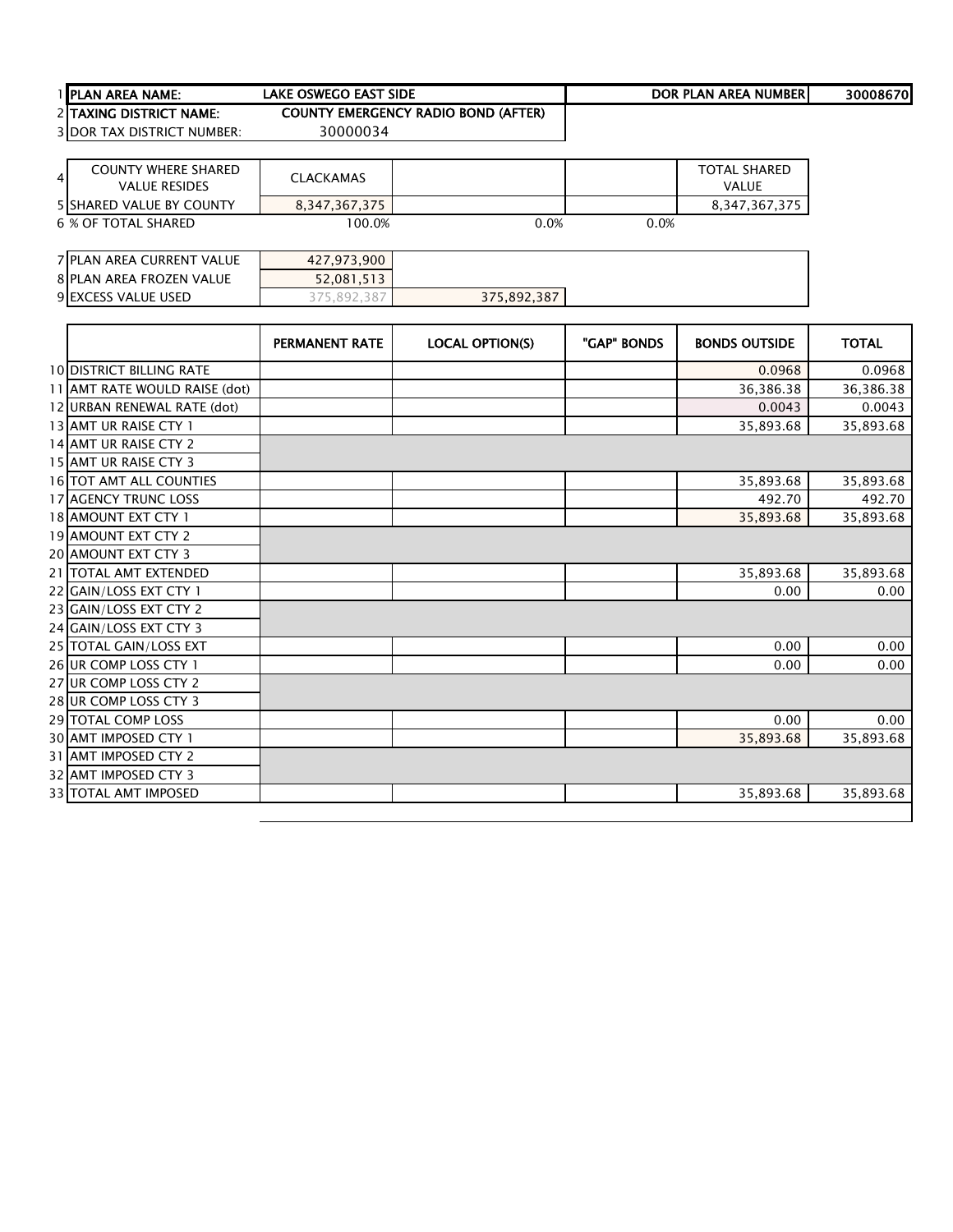| | | | | | |
|---|---|---|---|---|---|
| 1 | PLAN AREA NAME: | LAKE OSWEGO EAST SIDE | | DOR PLAN AREA NUMBER | 30008670 |
| 2 | TAXING DISTRICT NAME: | COUNTY EMERGENCY RADIO BOND (AFTER) | | | |
| 3 | DOR TAX DISTRICT NUMBER: | 30000034 | | | |

| | | | | | |
|---|---|---|---|---|---|
| 4 | COUNTY WHERE SHARED VALUE RESIDES | CLACKAMAS | | | TOTAL SHARED VALUE |
| 5 | SHARED VALUE BY COUNTY | 8,347,367,375 | | | 8,347,367,375 |
| 6 | % OF TOTAL SHARED | 100.0% | 0.0% | 0.0% | |

| | | | |
|---|---|---|---|
| 7 | PLAN AREA CURRENT VALUE | 427,973,900 | |
| 8 | PLAN AREA FROZEN VALUE | 52,081,513 | |
| 9 | EXCESS VALUE USED | 375,892,387 | 375,892,387 |

| | | PERMANENT RATE | LOCAL OPTION(S) | "GAP" BONDS | BONDS OUTSIDE | TOTAL |
|---|---|---|---|---|---|---|
| 10 | DISTRICT BILLING RATE | | | | 0.0968 | 0.0968 |
| 11 | AMT RATE WOULD RAISE (dot) | | | | 36,386.38 | 36,386.38 |
| 12 | URBAN RENEWAL RATE (dot) | | | | 0.0043 | 0.0043 |
| 13 | AMT UR RAISE CTY 1 | | | | 35,893.68 | 35,893.68 |
| 14 | AMT UR RAISE CTY 2 | | | | | |
| 15 | AMT UR RAISE CTY 3 | | | | | |
| 16 | TOT AMT ALL COUNTIES | | | | 35,893.68 | 35,893.68 |
| 17 | AGENCY TRUNC LOSS | | | | 492.70 | 492.70 |
| 18 | AMOUNT EXT CTY 1 | | | | 35,893.68 | 35,893.68 |
| 19 | AMOUNT EXT CTY 2 | | | | | |
| 20 | AMOUNT EXT CTY 3 | | | | | |
| 21 | TOTAL AMT EXTENDED | | | | 35,893.68 | 35,893.68 |
| 22 | GAIN/LOSS EXT CTY 1 | | | | 0.00 | 0.00 |
| 23 | GAIN/LOSS EXT CTY 2 | | | | | |
| 24 | GAIN/LOSS EXT CTY 3 | | | | | |
| 25 | TOTAL GAIN/LOSS EXT | | | | 0.00 | 0.00 |
| 26 | UR COMP LOSS CTY 1 | | | | 0.00 | 0.00 |
| 27 | UR COMP LOSS CTY 2 | | | | | |
| 28 | UR COMP LOSS CTY 3 | | | | | |
| 29 | TOTAL COMP LOSS | | | | 0.00 | 0.00 |
| 30 | AMT IMPOSED CTY 1 | | | | 35,893.68 | 35,893.68 |
| 31 | AMT IMPOSED CTY 2 | | | | | |
| 32 | AMT IMPOSED CTY 3 | | | | | |
| 33 | TOTAL AMT IMPOSED | | | | 35,893.68 | 35,893.68 |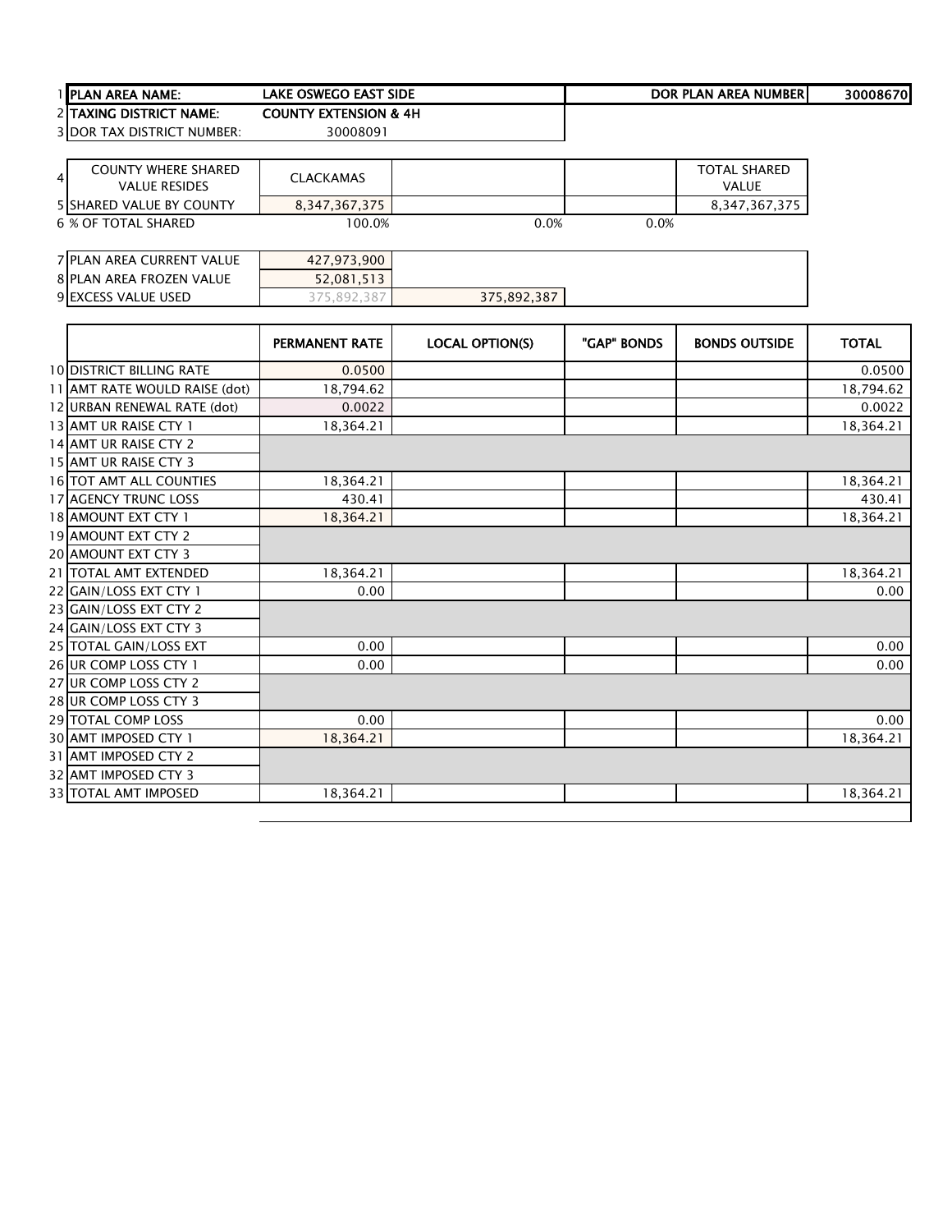| | | | | | |
|---|---|---|---|---|---|
| 1 | PLAN AREA NAME: | LAKE OSWEGO EAST SIDE | | DOR PLAN AREA NUMBER | 30008670 |
| 2 | TAXING DISTRICT NAME: | COUNTY EXTENSION & 4H | | | |
| 3 | DOR TAX DISTRICT NUMBER: | 30008091 | | | |

| | | | | | |
|---|---|---|---|---|---|
| 4 | COUNTY WHERE SHARED VALUE RESIDES | CLACKAMAS | | | TOTAL SHARED VALUE |
| 5 | SHARED VALUE BY COUNTY | 8,347,367,375 | | | 8,347,367,375 |
| 6 | % OF TOTAL SHARED | 100.0% | 0.0% | 0.0% | |

| | | | |
|---|---|---|---|
| 7 | PLAN AREA CURRENT VALUE | 427,973,900 | |
| 8 | PLAN AREA FROZEN VALUE | 52,081,513 | |
| 9 | EXCESS VALUE USED | 375,892,387 | 375,892,387 |

| | | PERMANENT RATE | LOCAL OPTION(S) | "GAP" BONDS | BONDS OUTSIDE | TOTAL |
|---|---|---|---|---|---|---|
| 10 | DISTRICT BILLING RATE | 0.0500 | | | | 0.0500 |
| 11 | AMT RATE WOULD RAISE (dot) | 18,794.62 | | | | 18,794.62 |
| 12 | URBAN RENEWAL RATE (dot) | 0.0022 | | | | 0.0022 |
| 13 | AMT UR RAISE CTY 1 | 18,364.21 | | | | 18,364.21 |
| 14 | AMT UR RAISE CTY 2 | | | | | |
| 15 | AMT UR RAISE CTY 3 | | | | | |
| 16 | TOT AMT ALL COUNTIES | 18,364.21 | | | | 18,364.21 |
| 17 | AGENCY TRUNC LOSS | 430.41 | | | | 430.41 |
| 18 | AMOUNT EXT CTY 1 | 18,364.21 | | | | 18,364.21 |
| 19 | AMOUNT EXT CTY 2 | | | | | |
| 20 | AMOUNT EXT CTY 3 | | | | | |
| 21 | TOTAL AMT EXTENDED | 18,364.21 | | | | 18,364.21 |
| 22 | GAIN/LOSS EXT CTY 1 | 0.00 | | | | 0.00 |
| 23 | GAIN/LOSS EXT CTY 2 | | | | | |
| 24 | GAIN/LOSS EXT CTY 3 | | | | | |
| 25 | TOTAL GAIN/LOSS EXT | 0.00 | | | | 0.00 |
| 26 | UR COMP LOSS CTY 1 | 0.00 | | | | 0.00 |
| 27 | UR COMP LOSS CTY 2 | | | | | |
| 28 | UR COMP LOSS CTY 3 | | | | | |
| 29 | TOTAL COMP LOSS | 0.00 | | | | 0.00 |
| 30 | AMT IMPOSED CTY 1 | 18,364.21 | | | | 18,364.21 |
| 31 | AMT IMPOSED CTY 2 | | | | | |
| 32 | AMT IMPOSED CTY 3 | | | | | |
| 33 | TOTAL AMT IMPOSED | 18,364.21 | | | | 18,364.21 |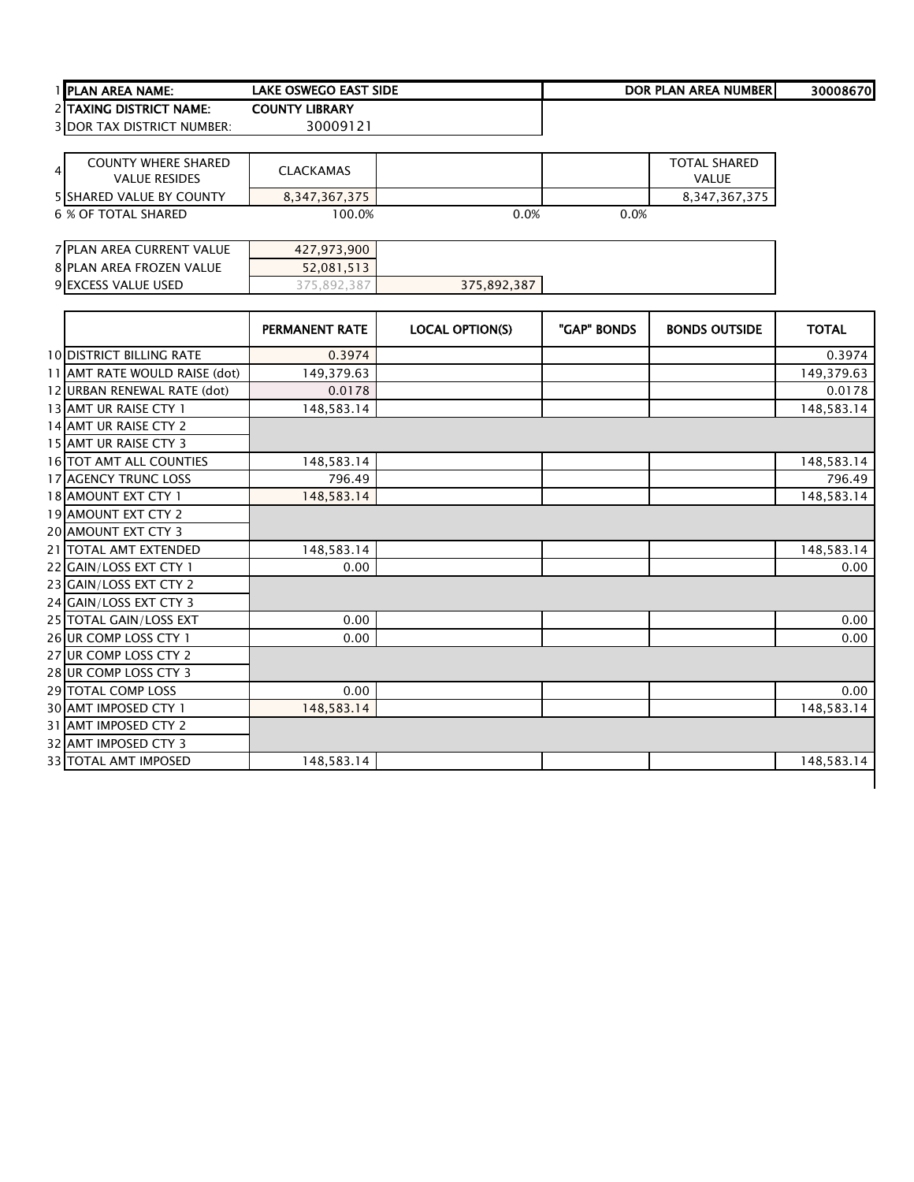| 1 | PLAN AREA NAME: | LAKE OSWEGO EAST SIDE | | | DOR PLAN AREA NUMBER | 30008670 |
|---|---|---|---|---|---|---|
| 2 | TAXING DISTRICT NAME: | COUNTY LIBRARY | | | | |
| 3 | DOR TAX DISTRICT NUMBER: | 30009121 | | | | |

| 4 | COUNTY WHERE SHARED VALUE RESIDES | CLACKAMAS | | | TOTAL SHARED VALUE |
|---|---|---|---|---|---|
| 5 | SHARED VALUE BY COUNTY | 8,347,367,375 | | | 8,347,367,375 |
| 6 | % OF TOTAL SHARED | 100.0% | 0.0% | 0.0% | |

| 7 | PLAN AREA CURRENT VALUE | 427,973,900 | |
|---|---|---|---|
| 8 | PLAN AREA FROZEN VALUE | 52,081,513 | |
| 9 | EXCESS VALUE USED | 375,892,387 | 375,892,387 |

| | | PERMANENT RATE | LOCAL OPTION(S) | "GAP" BONDS | BONDS OUTSIDE | TOTAL |
|---|---|---|---|---|---|---|
| 10 | DISTRICT BILLING RATE | 0.3974 | | | | 0.3974 |
| 11 | AMT RATE WOULD RAISE (dot) | 149,379.63 | | | | 149,379.63 |
| 12 | URBAN RENEWAL RATE (dot) | 0.0178 | | | | 0.0178 |
| 13 | AMT UR RAISE CTY 1 | 148,583.14 | | | | 148,583.14 |
| 14 | AMT UR RAISE CTY 2 | | | | | |
| 15 | AMT UR RAISE CTY 3 | | | | | |
| 16 | TOT AMT ALL COUNTIES | 148,583.14 | | | | 148,583.14 |
| 17 | AGENCY TRUNC LOSS | 796.49 | | | | 796.49 |
| 18 | AMOUNT EXT CTY 1 | 148,583.14 | | | | 148,583.14 |
| 19 | AMOUNT EXT CTY 2 | | | | | |
| 20 | AMOUNT EXT CTY 3 | | | | | |
| 21 | TOTAL AMT EXTENDED | 148,583.14 | | | | 148,583.14 |
| 22 | GAIN/LOSS EXT CTY 1 | 0.00 | | | | 0.00 |
| 23 | GAIN/LOSS EXT CTY 2 | | | | | |
| 24 | GAIN/LOSS EXT CTY 3 | | | | | |
| 25 | TOTAL GAIN/LOSS EXT | 0.00 | | | | 0.00 |
| 26 | UR COMP LOSS CTY 1 | 0.00 | | | | 0.00 |
| 27 | UR COMP LOSS CTY 2 | | | | | |
| 28 | UR COMP LOSS CTY 3 | | | | | |
| 29 | TOTAL COMP LOSS | 0.00 | | | | 0.00 |
| 30 | AMT IMPOSED CTY 1 | 148,583.14 | | | | 148,583.14 |
| 31 | AMT IMPOSED CTY 2 | | | | | |
| 32 | AMT IMPOSED CTY 3 | | | | | |
| 33 | TOTAL AMT IMPOSED | 148,583.14 | | | | 148,583.14 |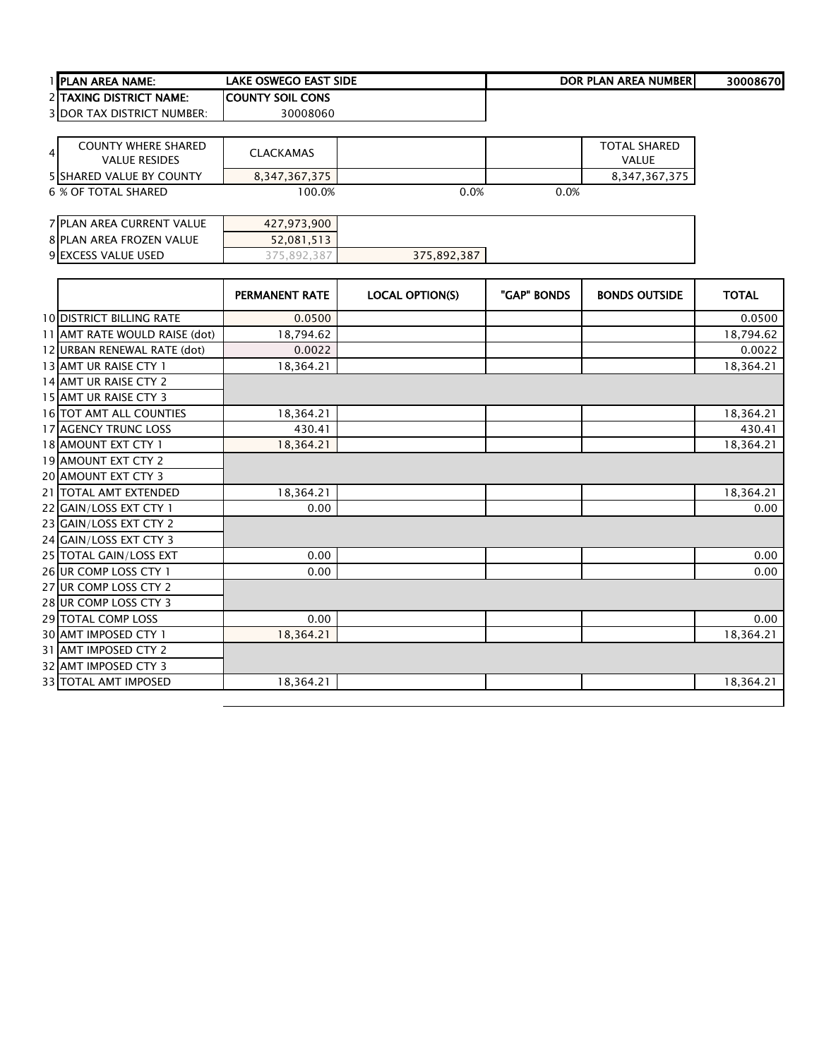| 1 | PLAN AREA NAME: | LAKE OSWEGO EAST SIDE | | DOR PLAN AREA NUMBER | 30008670 |
|---|---|---|---|---|---|
| 2 | TAXING DISTRICT NAME: | COUNTY SOIL CONS | | | |
| 3 | DOR TAX DISTRICT NUMBER: | 30008060 | | | |

| 4 | COUNTY WHERE SHARED VALUE RESIDES | CLACKAMAS | | | TOTAL SHARED VALUE |
|---|---|---|---|---|---|
| 5 | SHARED VALUE BY COUNTY | 8,347,367,375 | | | 8,347,367,375 |
| 6 | % OF TOTAL SHARED | 100.0% | 0.0% | 0.0% | |

| 7 | PLAN AREA CURRENT VALUE | 427,973,900 | |
|---|---|---|---|
| 8 | PLAN AREA FROZEN VALUE | 52,081,513 | |
| 9 | EXCESS VALUE USED | 375,892,387 | 375,892,387 |

| | | PERMANENT RATE | LOCAL OPTION(S) | "GAP" BONDS | BONDS OUTSIDE | TOTAL |
|---|---|---|---|---|---|---|
| 10 | DISTRICT BILLING RATE | 0.0500 | | | | 0.0500 |
| 11 | AMT RATE WOULD RAISE (dot) | 18,794.62 | | | | 18,794.62 |
| 12 | URBAN RENEWAL RATE (dot) | 0.0022 | | | | 0.0022 |
| 13 | AMT UR RAISE CTY 1 | 18,364.21 | | | | 18,364.21 |
| 14 | AMT UR RAISE CTY 2 | | | | | |
| 15 | AMT UR RAISE CTY 3 | | | | | |
| 16 | TOT AMT ALL COUNTIES | 18,364.21 | | | | 18,364.21 |
| 17 | AGENCY TRUNC LOSS | 430.41 | | | | 430.41 |
| 18 | AMOUNT EXT CTY 1 | 18,364.21 | | | | 18,364.21 |
| 19 | AMOUNT EXT CTY 2 | | | | | |
| 20 | AMOUNT EXT CTY 3 | | | | | |
| 21 | TOTAL AMT EXTENDED | 18,364.21 | | | | 18,364.21 |
| 22 | GAIN/LOSS EXT CTY 1 | 0.00 | | | | 0.00 |
| 23 | GAIN/LOSS EXT CTY 2 | | | | | |
| 24 | GAIN/LOSS EXT CTY 3 | | | | | |
| 25 | TOTAL GAIN/LOSS EXT | 0.00 | | | | 0.00 |
| 26 | UR COMP LOSS CTY 1 | 0.00 | | | | 0.00 |
| 27 | UR COMP LOSS CTY 2 | | | | | |
| 28 | UR COMP LOSS CTY 3 | | | | | |
| 29 | TOTAL COMP LOSS | 0.00 | | | | 0.00 |
| 30 | AMT IMPOSED CTY 1 | 18,364.21 | | | | 18,364.21 |
| 31 | AMT IMPOSED CTY 2 | | | | | |
| 32 | AMT IMPOSED CTY 3 | | | | | |
| 33 | TOTAL AMT IMPOSED | 18,364.21 | | | | 18,364.21 |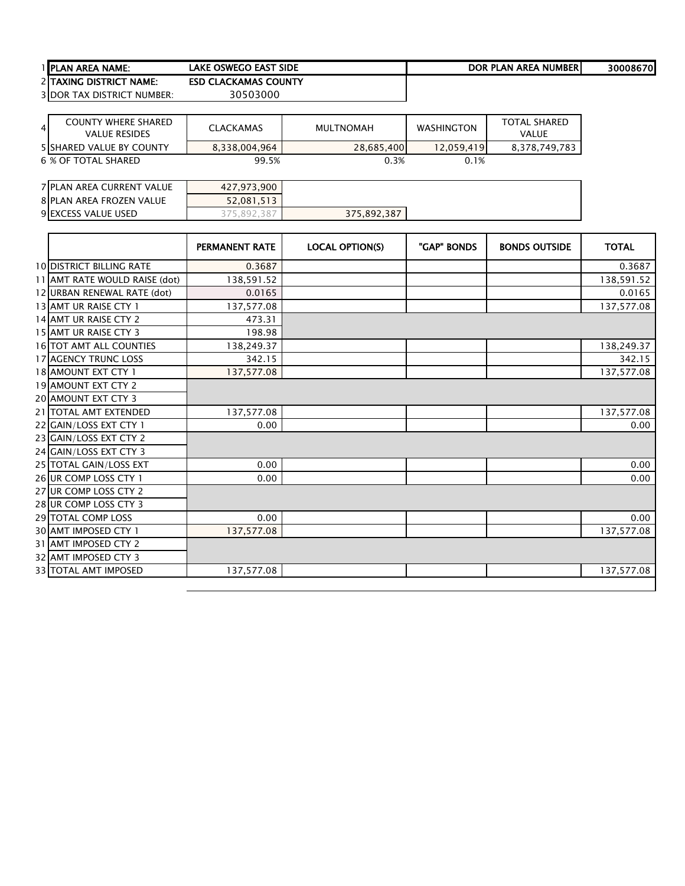| | | | | |
|---|---|---|---|---|
| 1 PLAN AREA NAME: | LAKE OSWEGO EAST SIDE | | DOR PLAN AREA NUMBER | 30008670 |
| 2 TAXING DISTRICT NAME: | ESD CLACKAMAS COUNTY | | | |
| 3 DOR TAX DISTRICT NUMBER: | 30503000 | | | |

| 4 COUNTY WHERE SHARED VALUE RESIDES | CLACKAMAS | MULTNOMAH | WASHINGTON | TOTAL SHARED VALUE |
|---|---|---|---|---|
| 5 SHARED VALUE BY COUNTY | 8,338,004,964 | 28,685,400 | 12,059,419 | 8,378,749,783 |
| 6 % OF TOTAL SHARED | 99.5% | 0.3% | 0.1% | |

| | | |
|---|---|---|
| 7 PLAN AREA CURRENT VALUE | 427,973,900 | |
| 8 PLAN AREA FROZEN VALUE | 52,081,513 | |
| 9 EXCESS VALUE USED | 375,892,387 | 375,892,387 |

| | PERMANENT RATE | LOCAL OPTION(S) | "GAP" BONDS | BONDS OUTSIDE | TOTAL |
|---|---|---|---|---|---|
| 10 DISTRICT BILLING RATE | 0.3687 | | | | 0.3687 |
| 11 AMT RATE WOULD RAISE (dot) | 138,591.52 | | | | 138,591.52 |
| 12 URBAN RENEWAL RATE (dot) | 0.0165 | | | | 0.0165 |
| 13 AMT UR RAISE CTY 1 | 137,577.08 | | | | 137,577.08 |
| 14 AMT UR RAISE CTY 2 | 473.31 | | | | |
| 15 AMT UR RAISE CTY 3 | 198.98 | | | | |
| 16 TOT AMT ALL COUNTIES | 138,249.37 | | | | 138,249.37 |
| 17 AGENCY TRUNC LOSS | 342.15 | | | | 342.15 |
| 18 AMOUNT EXT CTY 1 | 137,577.08 | | | | 137,577.08 |
| 19 AMOUNT EXT CTY 2 | | | | | |
| 20 AMOUNT EXT CTY 3 | | | | | |
| 21 TOTAL AMT EXTENDED | 137,577.08 | | | | 137,577.08 |
| 22 GAIN/LOSS EXT CTY 1 | 0.00 | | | | 0.00 |
| 23 GAIN/LOSS EXT CTY 2 | | | | | |
| 24 GAIN/LOSS EXT CTY 3 | | | | | |
| 25 TOTAL GAIN/LOSS EXT | 0.00 | | | | 0.00 |
| 26 UR COMP LOSS CTY 1 | 0.00 | | | | 0.00 |
| 27 UR COMP LOSS CTY 2 | | | | | |
| 28 UR COMP LOSS CTY 3 | | | | | |
| 29 TOTAL COMP LOSS | 0.00 | | | | 0.00 |
| 30 AMT IMPOSED CTY 1 | 137,577.08 | | | | 137,577.08 |
| 31 AMT IMPOSED CTY 2 | | | | | |
| 32 AMT IMPOSED CTY 3 | | | | | |
| 33 TOTAL AMT IMPOSED | 137,577.08 | | | | 137,577.08 |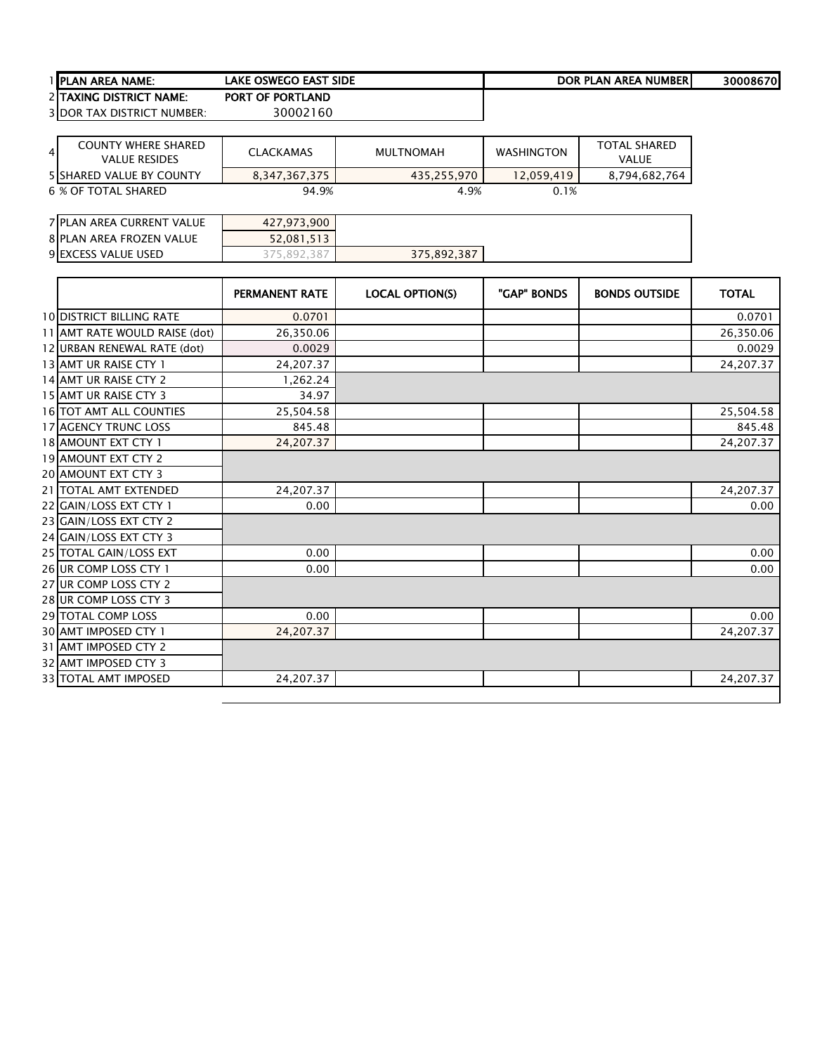| | | | | | |
|---|---|---|---|---|---|
| 1 | PLAN AREA NAME: | LAKE OSWEGO EAST SIDE | | DOR PLAN AREA NUMBER | 30008670 |
| 2 | TAXING DISTRICT NAME: | PORT OF PORTLAND | | | |
| 3 | DOR TAX DISTRICT NUMBER: | 30002160 | | | |

| | COUNTY WHERE SHARED VALUE RESIDES | CLACKAMAS | MULTNOMAH | WASHINGTON | TOTAL SHARED VALUE |
|---|---|---|---|---|---|
| 4 | | | | | |
| 5 | SHARED VALUE BY COUNTY | 8,347,367,375 | 435,255,970 | 12,059,419 | 8,794,682,764 |
| 6 | % OF TOTAL SHARED | 94.9% | 4.9% | 0.1% | |

| | | | |
|---|---|---|---|
| 7 | PLAN AREA CURRENT VALUE | 427,973,900 | |
| 8 | PLAN AREA FROZEN VALUE | 52,081,513 | |
| 9 | EXCESS VALUE USED | 375,892,387 | 375,892,387 |

| | | PERMANENT RATE | LOCAL OPTION(S) | "GAP" BONDS | BONDS OUTSIDE | TOTAL |
|---|---|---|---|---|---|---|
| 10 | DISTRICT BILLING RATE | 0.0701 | | | | 0.0701 |
| 11 | AMT RATE WOULD RAISE (dot) | 26,350.06 | | | | 26,350.06 |
| 12 | URBAN RENEWAL RATE (dot) | 0.0029 | | | | 0.0029 |
| 13 | AMT UR RAISE CTY 1 | 24,207.37 | | | | 24,207.37 |
| 14 | AMT UR RAISE CTY 2 | 1,262.24 | | | | |
| 15 | AMT UR RAISE CTY 3 | 34.97 | | | | |
| 16 | TOT AMT ALL COUNTIES | 25,504.58 | | | | 25,504.58 |
| 17 | AGENCY TRUNC LOSS | 845.48 | | | | 845.48 |
| 18 | AMOUNT EXT CTY 1 | 24,207.37 | | | | 24,207.37 |
| 19 | AMOUNT EXT CTY 2 | | | | | |
| 20 | AMOUNT EXT CTY 3 | | | | | |
| 21 | TOTAL AMT EXTENDED | 24,207.37 | | | | 24,207.37 |
| 22 | GAIN/LOSS EXT CTY 1 | 0.00 | | | | 0.00 |
| 23 | GAIN/LOSS EXT CTY 2 | | | | | |
| 24 | GAIN/LOSS EXT CTY 3 | | | | | |
| 25 | TOTAL GAIN/LOSS EXT | 0.00 | | | | 0.00 |
| 26 | UR COMP LOSS CTY 1 | 0.00 | | | | 0.00 |
| 27 | UR COMP LOSS CTY 2 | | | | | |
| 28 | UR COMP LOSS CTY 3 | | | | | |
| 29 | TOTAL COMP LOSS | 0.00 | | | | 0.00 |
| 30 | AMT IMPOSED CTY 1 | 24,207.37 | | | | 24,207.37 |
| 31 | AMT IMPOSED CTY 2 | | | | | |
| 32 | AMT IMPOSED CTY 3 | | | | | |
| 33 | TOTAL AMT IMPOSED | 24,207.37 | | | | 24,207.37 |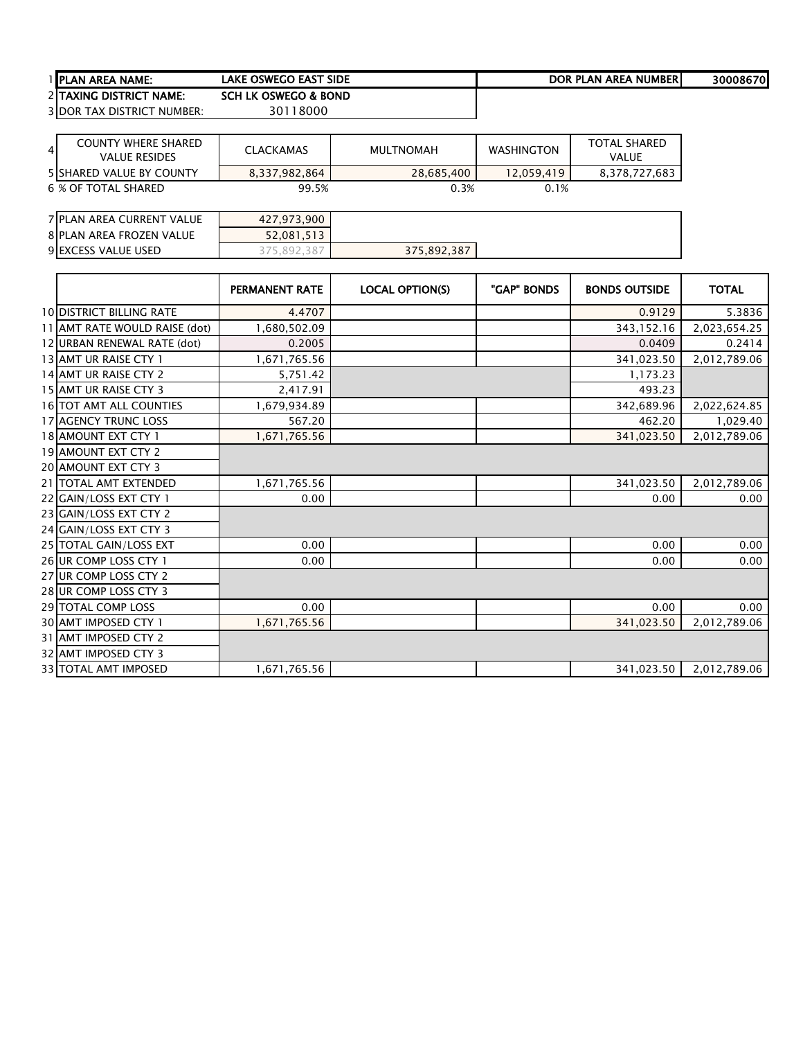| 1 | PLAN AREA NAME: | LAKE OSWEGO EAST SIDE | | | DOR PLAN AREA NUMBER | 30008670 |
|---|---|---|---|---|---|---|
| 2 | TAXING DISTRICT NAME: | SCH LK OSWEGO & BOND | | | | |
| 3 | DOR TAX DISTRICT NUMBER: | 30118000 | | | | |

| 4 | COUNTY WHERE SHARED VALUE RESIDES | CLACKAMAS | MULTNOMAH | WASHINGTON | TOTAL SHARED VALUE |
|---|---|---|---|---|---|
| 5 | SHARED VALUE BY COUNTY | 8,337,982,864 | 28,685,400 | 12,059,419 | 8,378,727,683 |
| 6 | % OF TOTAL SHARED | 99.5% | 0.3% | 0.1% | |

| 7 | PLAN AREA CURRENT VALUE | 427,973,900 | |
|---|---|---|---|
| 8 | PLAN AREA FROZEN VALUE | 52,081,513 | |
| 9 | EXCESS VALUE USED | 375,892,387 | 375,892,387 |

| | | PERMANENT RATE | LOCAL OPTION(S) | "GAP" BONDS | BONDS OUTSIDE | TOTAL |
|---|---|---|---|---|---|---|
| 10 | DISTRICT BILLING RATE | 4.4707 | | | 0.9129 | 5.3836 |
| 11 | AMT RATE WOULD RAISE (dot) | 1,680,502.09 | | | 343,152.16 | 2,023,654.25 |
| 12 | URBAN RENEWAL RATE (dot) | 0.2005 | | | 0.0409 | 0.2414 |
| 13 | AMT UR RAISE CTY 1 | 1,671,765.56 | | | 341,023.50 | 2,012,789.06 |
| 14 | AMT UR RAISE CTY 2 | 5,751.42 | | | 1,173.23 | |
| 15 | AMT UR RAISE CTY 3 | 2,417.91 | | | 493.23 | |
| 16 | TOT AMT ALL COUNTIES | 1,679,934.89 | | | 342,689.96 | 2,022,624.85 |
| 17 | AGENCY TRUNC LOSS | 567.20 | | | 462.20 | 1,029.40 |
| 18 | AMOUNT EXT CTY 1 | 1,671,765.56 | | | 341,023.50 | 2,012,789.06 |
| 19 | AMOUNT EXT CTY 2 | | | | | |
| 20 | AMOUNT EXT CTY 3 | | | | | |
| 21 | TOTAL AMT EXTENDED | 1,671,765.56 | | | 341,023.50 | 2,012,789.06 |
| 22 | GAIN/LOSS EXT CTY 1 | 0.00 | | | 0.00 | 0.00 |
| 23 | GAIN/LOSS EXT CTY 2 | | | | | |
| 24 | GAIN/LOSS EXT CTY 3 | | | | | |
| 25 | TOTAL GAIN/LOSS EXT | 0.00 | | | 0.00 | 0.00 |
| 26 | UR COMP LOSS CTY 1 | 0.00 | | | 0.00 | 0.00 |
| 27 | UR COMP LOSS CTY 2 | | | | | |
| 28 | UR COMP LOSS CTY 3 | | | | | |
| 29 | TOTAL COMP LOSS | 0.00 | | | 0.00 | 0.00 |
| 30 | AMT IMPOSED CTY 1 | 1,671,765.56 | | | 341,023.50 | 2,012,789.06 |
| 31 | AMT IMPOSED CTY 2 | | | | | |
| 32 | AMT IMPOSED CTY 3 | | | | | |
| 33 | TOTAL AMT IMPOSED | 1,671,765.56 | | | 341,023.50 | 2,012,789.06 |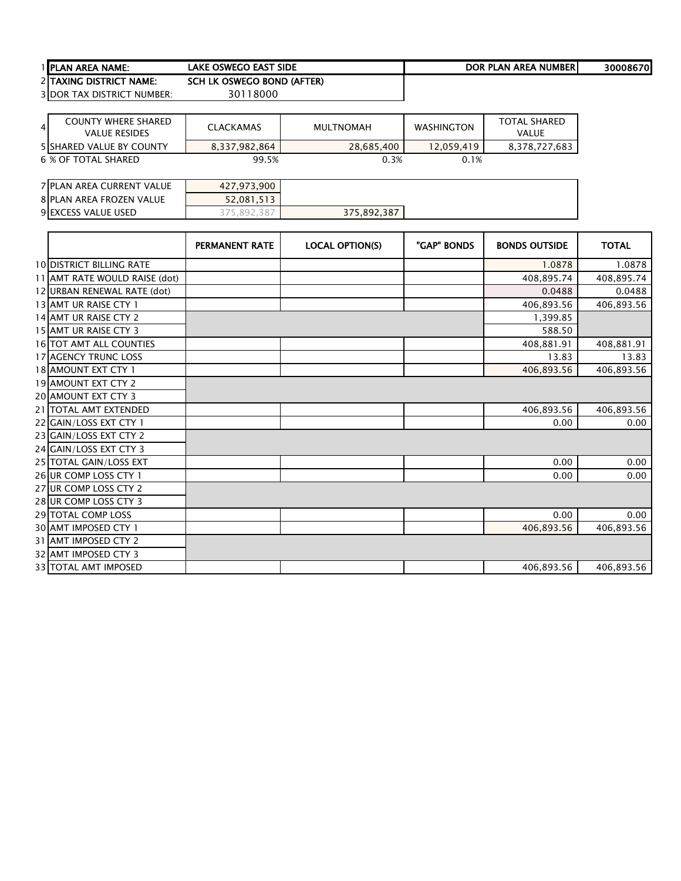| 1 | PLAN AREA NAME: | LAKE OSWEGO EAST SIDE | | DOR PLAN AREA NUMBER | 30008670 |
|---|---|---|---|---|---|
| 2 | TAXING DISTRICT NAME: | SCH LK OSWEGO BOND (AFTER) | | | |
| 3 | DOR TAX DISTRICT NUMBER: | 30118000 | | | |

| 4 | COUNTY WHERE SHARED VALUE RESIDES | CLACKAMAS | MULTNOMAH | WASHINGTON | TOTAL SHARED VALUE |
|---|---|---|---|---|---|
| 5 | SHARED VALUE BY COUNTY | 8,337,982,864 | 28,685,400 | 12,059,419 | 8,378,727,683 |
| 6 | % OF TOTAL SHARED | 99.5% | 0.3% | 0.1% | |

| 7 | PLAN AREA CURRENT VALUE | 427,973,900 | |
|---|---|---|---|
| 8 | PLAN AREA FROZEN VALUE | 52,081,513 | |
| 9 | EXCESS VALUE USED | 375,892,387 | 375,892,387 |

| | | PERMANENT RATE | LOCAL OPTION(S) | "GAP" BONDS | BONDS OUTSIDE | TOTAL |
|---|---|---|---|---|---|---|
| 10 | DISTRICT BILLING RATE | | | | 1.0878 | 1.0878 |
| 11 | AMT RATE WOULD RAISE (dot) | | | | 408,895.74 | 408,895.74 |
| 12 | URBAN RENEWAL RATE (dot) | | | | 0.0488 | 0.0488 |
| 13 | AMT UR RAISE CTY 1 | | | | 406,893.56 | 406,893.56 |
| 14 | AMT UR RAISE CTY 2 | | | | 1,399.85 | |
| 15 | AMT UR RAISE CTY 3 | | | | 588.50 | |
| 16 | TOT AMT ALL COUNTIES | | | | 408,881.91 | 408,881.91 |
| 17 | AGENCY TRUNC LOSS | | | | 13.83 | 13.83 |
| 18 | AMOUNT EXT CTY 1 | | | | 406,893.56 | 406,893.56 |
| 19 | AMOUNT EXT CTY 2 | | | | | |
| 20 | AMOUNT EXT CTY 3 | | | | | |
| 21 | TOTAL AMT EXTENDED | | | | 406,893.56 | 406,893.56 |
| 22 | GAIN/LOSS EXT CTY 1 | | | | 0.00 | 0.00 |
| 23 | GAIN/LOSS EXT CTY 2 | | | | | |
| 24 | GAIN/LOSS EXT CTY 3 | | | | | |
| 25 | TOTAL GAIN/LOSS EXT | | | | 0.00 | 0.00 |
| 26 | UR COMP LOSS CTY 1 | | | | 0.00 | 0.00 |
| 27 | UR COMP LOSS CTY 2 | | | | | |
| 28 | UR COMP LOSS CTY 3 | | | | | |
| 29 | TOTAL COMP LOSS | | | | 0.00 | 0.00 |
| 30 | AMT IMPOSED CTY 1 | | | | 406,893.56 | 406,893.56 |
| 31 | AMT IMPOSED CTY 2 | | | | | |
| 32 | AMT IMPOSED CTY 3 | | | | | |
| 33 | TOTAL AMT IMPOSED | | | | 406,893.56 | 406,893.56 |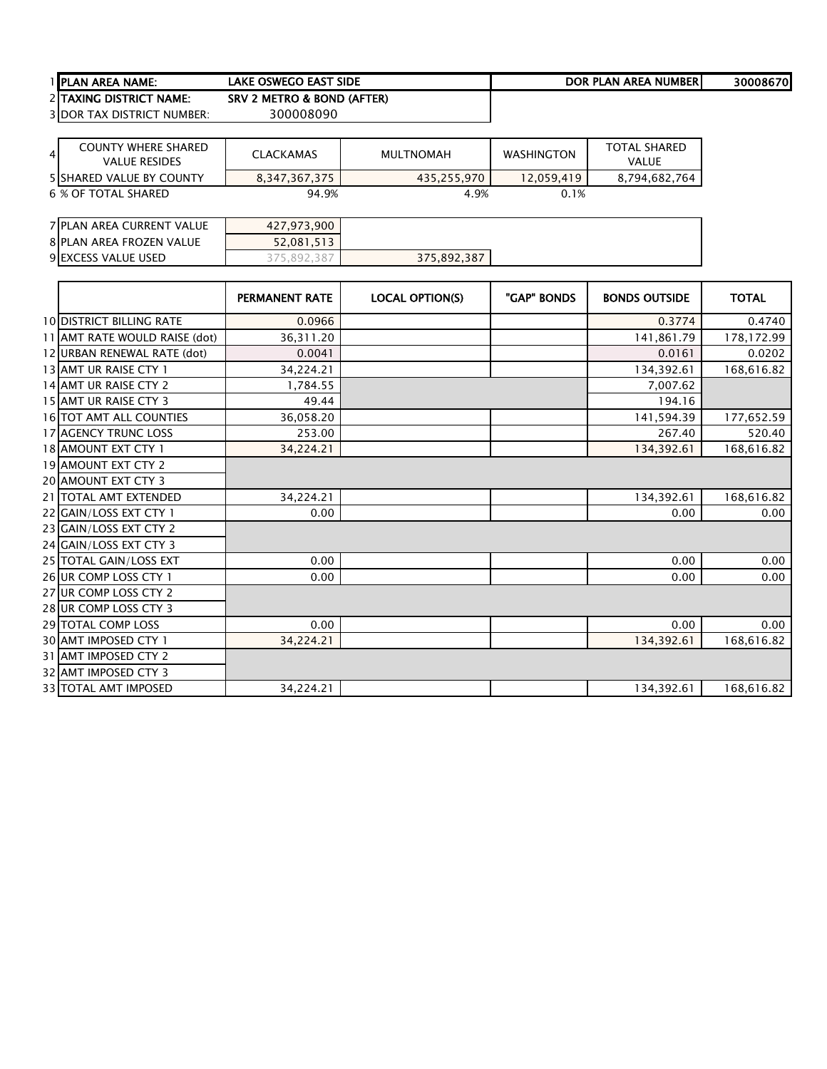| | | | | |
|---|---|---|---|---|
| 1 PLAN AREA NAME: | LAKE OSWEGO EAST SIDE | | DOR PLAN AREA NUMBER | 30008670 |
| 2 TAXING DISTRICT NAME: | SRV 2 METRO & BOND (AFTER) | | | |
| 3 DOR TAX DISTRICT NUMBER: | 300008090 | | | |

| 4 COUNTY WHERE SHARED VALUE RESIDES | CLACKAMAS | MULTNOMAH | WASHINGTON | TOTAL SHARED VALUE |
|---|---|---|---|---|
| 5 SHARED VALUE BY COUNTY | 8,347,367,375 | 435,255,970 | 12,059,419 | 8,794,682,764 |
| 6 % OF TOTAL SHARED | 94.9% | 4.9% | 0.1% | |

| | | |
|---|---|---|
| 7 PLAN AREA CURRENT VALUE | 427,973,900 | |
| 8 PLAN AREA FROZEN VALUE | 52,081,513 | |
| 9 EXCESS VALUE USED | 375,892,387 | 375,892,387 |

| | PERMANENT RATE | LOCAL OPTION(S) | "GAP" BONDS | BONDS OUTSIDE | TOTAL |
|---|---|---|---|---|---|
| 10 DISTRICT BILLING RATE | 0.0966 | | | 0.3774 | 0.4740 |
| 11 AMT RATE WOULD RAISE (dot) | 36,311.20 | | | 141,861.79 | 178,172.99 |
| 12 URBAN RENEWAL RATE (dot) | 0.0041 | | | 0.0161 | 0.0202 |
| 13 AMT UR RAISE CTY 1 | 34,224.21 | | | 134,392.61 | 168,616.82 |
| 14 AMT UR RAISE CTY 2 | 1,784.55 | | | 7,007.62 | |
| 15 AMT UR RAISE CTY 3 | 49.44 | | | 194.16 | |
| 16 TOT AMT ALL COUNTIES | 36,058.20 | | | 141,594.39 | 177,652.59 |
| 17 AGENCY TRUNC LOSS | 253.00 | | | 267.40 | 520.40 |
| 18 AMOUNT EXT CTY 1 | 34,224.21 | | | 134,392.61 | 168,616.82 |
| 19 AMOUNT EXT CTY 2 | | | | | |
| 20 AMOUNT EXT CTY 3 | | | | | |
| 21 TOTAL AMT EXTENDED | 34,224.21 | | | 134,392.61 | 168,616.82 |
| 22 GAIN/LOSS EXT CTY 1 | 0.00 | | | 0.00 | 0.00 |
| 23 GAIN/LOSS EXT CTY 2 | | | | | |
| 24 GAIN/LOSS EXT CTY 3 | | | | | |
| 25 TOTAL GAIN/LOSS EXT | 0.00 | | | 0.00 | 0.00 |
| 26 UR COMP LOSS CTY 1 | 0.00 | | | 0.00 | 0.00 |
| 27 UR COMP LOSS CTY 2 | | | | | |
| 28 UR COMP LOSS CTY 3 | | | | | |
| 29 TOTAL COMP LOSS | 0.00 | | | 0.00 | 0.00 |
| 30 AMT IMPOSED CTY 1 | 34,224.21 | | | 134,392.61 | 168,616.82 |
| 31 AMT IMPOSED CTY 2 | | | | | |
| 32 AMT IMPOSED CTY 3 | | | | | |
| 33 TOTAL AMT IMPOSED | 34,224.21 | | | 134,392.61 | 168,616.82 |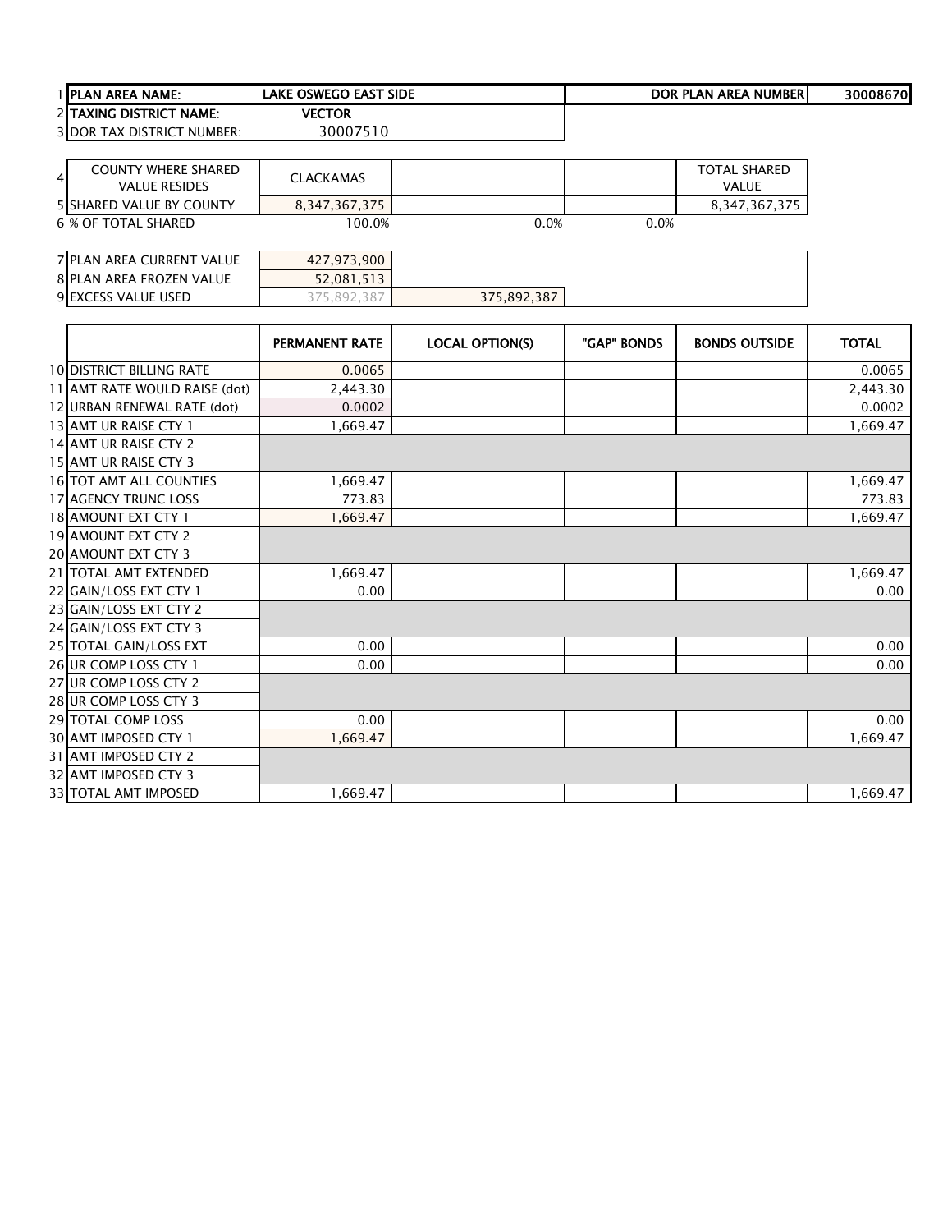| | | | | | |
|---|---|---|---|---|---|
| 1 | PLAN AREA NAME: | LAKE OSWEGO EAST SIDE | | DOR PLAN AREA NUMBER | 30008670 |
| 2 | TAXING DISTRICT NAME: | VECTOR | | | |
| 3 | DOR TAX DISTRICT NUMBER: | 30007510 | | | |

| | | | | | |
|---|---|---|---|---|---|
| 4 | COUNTY WHERE SHARED VALUE RESIDES | CLACKAMAS | | | TOTAL SHARED VALUE |
| 5 | SHARED VALUE BY COUNTY | 8,347,367,375 | | | 8,347,367,375 |
| 6 | % OF TOTAL SHARED | 100.0% | 0.0% | 0.0% | |

| | | | |
|---|---|---|---|
| 7 | PLAN AREA CURRENT VALUE | 427,973,900 | |
| 8 | PLAN AREA FROZEN VALUE | 52,081,513 | |
| 9 | EXCESS VALUE USED | 375,892,387 | 375,892,387 |

| | | PERMANENT RATE | LOCAL OPTION(S) | "GAP" BONDS | BONDS OUTSIDE | TOTAL |
|---|---|---|---|---|---|---|
| 10 | DISTRICT BILLING RATE | 0.0065 | | | | 0.0065 |
| 11 | AMT RATE WOULD RAISE (dot) | 2,443.30 | | | | 2,443.30 |
| 12 | URBAN RENEWAL RATE (dot) | 0.0002 | | | | 0.0002 |
| 13 | AMT UR RAISE CTY 1 | 1,669.47 | | | | 1,669.47 |
| 14 | AMT UR RAISE CTY 2 | | | | | |
| 15 | AMT UR RAISE CTY 3 | | | | | |
| 16 | TOT AMT ALL COUNTIES | 1,669.47 | | | | 1,669.47 |
| 17 | AGENCY TRUNC LOSS | 773.83 | | | | 773.83 |
| 18 | AMOUNT EXT CTY 1 | 1,669.47 | | | | 1,669.47 |
| 19 | AMOUNT EXT CTY 2 | | | | | |
| 20 | AMOUNT EXT CTY 3 | | | | | |
| 21 | TOTAL AMT EXTENDED | 1,669.47 | | | | 1,669.47 |
| 22 | GAIN/LOSS EXT CTY 1 | 0.00 | | | | 0.00 |
| 23 | GAIN/LOSS EXT CTY 2 | | | | | |
| 24 | GAIN/LOSS EXT CTY 3 | | | | | |
| 25 | TOTAL GAIN/LOSS EXT | 0.00 | | | | 0.00 |
| 26 | UR COMP LOSS CTY 1 | 0.00 | | | | 0.00 |
| 27 | UR COMP LOSS CTY 2 | | | | | |
| 28 | UR COMP LOSS CTY 3 | | | | | |
| 29 | TOTAL COMP LOSS | 0.00 | | | | 0.00 |
| 30 | AMT IMPOSED CTY 1 | 1,669.47 | | | | 1,669.47 |
| 31 | AMT IMPOSED CTY 2 | | | | | |
| 32 | AMT IMPOSED CTY 3 | | | | | |
| 33 | TOTAL AMT IMPOSED | 1,669.47 | | | | 1,669.47 |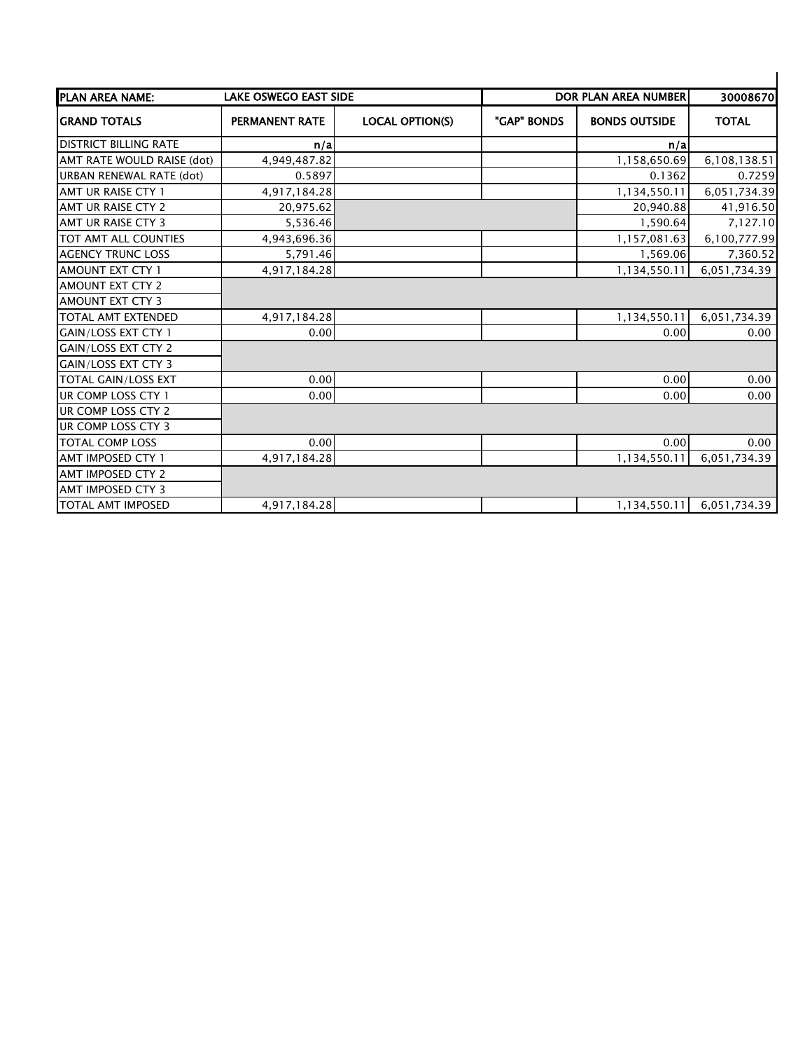| PLAN AREA NAME: | LAKE OSWEGO EAST SIDE | | DOR PLAN AREA NUMBER | | 30008670 |
|---|---|---|---|---|---|
| GRAND TOTALS | PERMANENT RATE | LOCAL OPTION(S) | "GAP" BONDS | BONDS OUTSIDE | TOTAL |
| DISTRICT BILLING RATE | n/a | | | n/a | |
| AMT RATE WOULD RAISE (dot) | 4,949,487.82 | | | 1,158,650.69 | 6,108,138.51 |
| URBAN RENEWAL RATE (dot) | 0.5897 | | | 0.1362 | 0.7259 |
| AMT UR RAISE CTY 1 | 4,917,184.28 | | | 1,134,550.11 | 6,051,734.39 |
| AMT UR RAISE CTY 2 | 20,975.62 | | | 20,940.88 | 41,916.50 |
| AMT UR RAISE CTY 3 | 5,536.46 | | | 1,590.64 | 7,127.10 |
| TOT AMT ALL COUNTIES | 4,943,696.36 | | | 1,157,081.63 | 6,100,777.99 |
| AGENCY TRUNC LOSS | 5,791.46 | | | 1,569.06 | 7,360.52 |
| AMOUNT EXT CTY 1 | 4,917,184.28 | | | 1,134,550.11 | 6,051,734.39 |
| AMOUNT EXT CTY 2 | | | | | |
| AMOUNT EXT CTY 3 | | | | | |
| TOTAL AMT EXTENDED | 4,917,184.28 | | | 1,134,550.11 | 6,051,734.39 |
| GAIN/LOSS EXT CTY 1 | 0.00 | | | 0.00 | 0.00 |
| GAIN/LOSS EXT CTY 2 | | | | | |
| GAIN/LOSS EXT CTY 3 | | | | | |
| TOTAL GAIN/LOSS EXT | 0.00 | | | 0.00 | 0.00 |
| UR COMP LOSS CTY 1 | 0.00 | | | 0.00 | 0.00 |
| UR COMP LOSS CTY 2 | | | | | |
| UR COMP LOSS CTY 3 | | | | | |
| TOTAL COMP LOSS | 0.00 | | | 0.00 | 0.00 |
| AMT IMPOSED CTY 1 | 4,917,184.28 | | | 1,134,550.11 | 6,051,734.39 |
| AMT IMPOSED CTY 2 | | | | | |
| AMT IMPOSED CTY 3 | | | | | |
| TOTAL AMT IMPOSED | 4,917,184.28 | | | 1,134,550.11 | 6,051,734.39 |